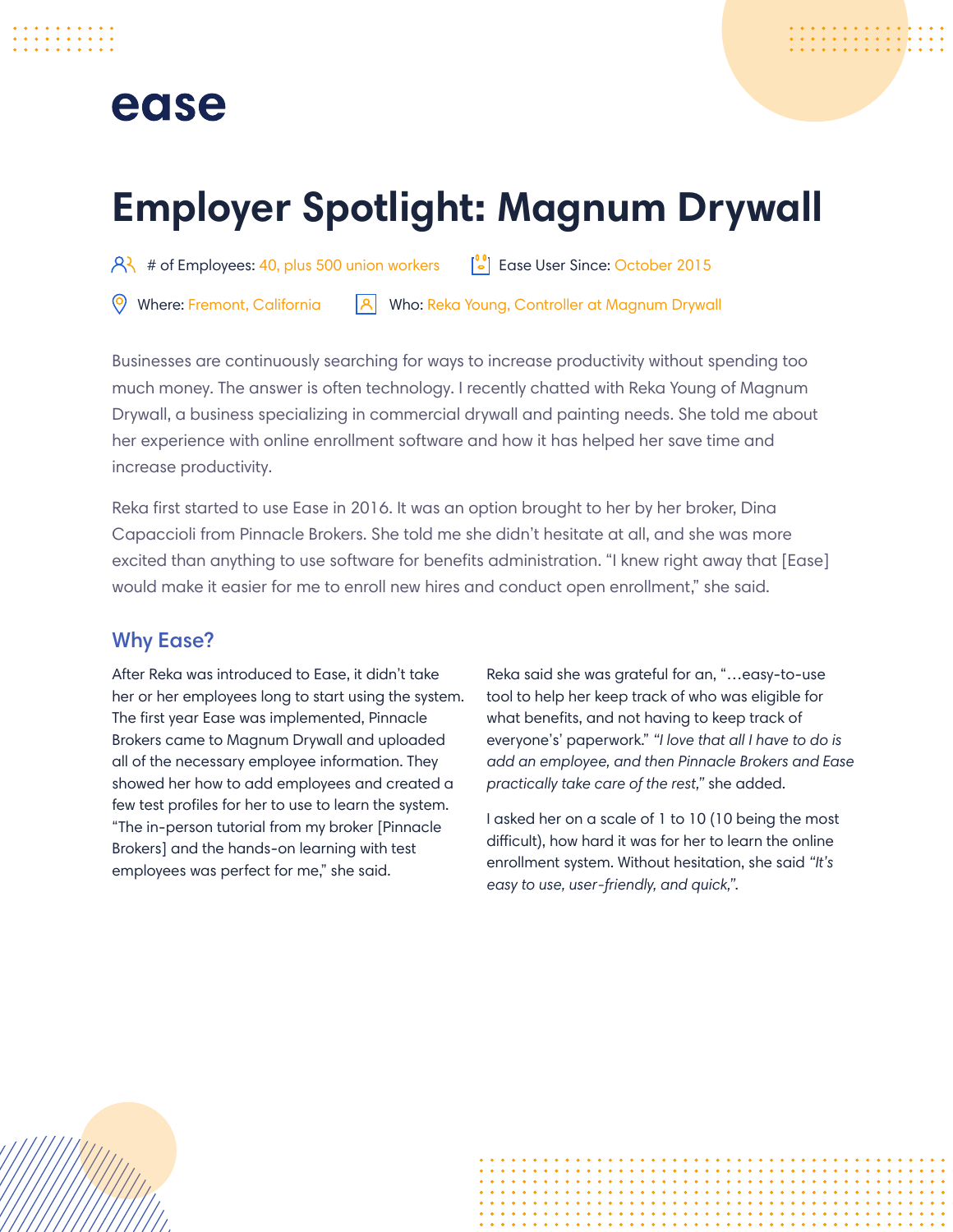ease

# Employer Spotlight: Magnum Drywall

\# of Employees: 40, plus 500 union workers

Ease User Since: October 2015

Where: Fremont, California

Who: Reka Young, Controller at Magnum Drywall

Businesses are continuously searching for ways to increase productivity without spending too much money. The answer is often technology. I recently chatted with Reka Young of Magnum Drywall, a business specializing in commercial drywall and painting needs. She told me about her experience with online enrollment software and how it has helped her save time and increase productivity.

Reka first started to use Ease in 2016. It was an option brought to her by her broker, Dina Capaccioli from Pinnacle Brokers. She told me she didn't hesitate at all, and she was more excited than anything to use software for benefits administration. "I knew right away that [Ease] would make it easier for me to enroll new hires and conduct open enrollment," she said.

## Why Ease?

After Reka was introduced to Ease, it didn't take her or her employees long to start using the system. The first year Ease was implemented, Pinnacle Brokers came to Magnum Drywall and uploaded all of the necessary employee information. They showed her how to add employees and created a few test profiles for her to use to learn the system. "The in-person tutorial from my broker [Pinnacle Brokers] and the hands-on learning with test employees was perfect for me," she said.

Reka said she was grateful for an, "…easy-to-use tool to help her keep track of who was eligible for what benefits, and not having to keep track of everyone's' paperwork." *"I love that all I have to do is add an employee, and then Pinnacle Brokers and Ease practically take care of the rest,"* she added.

I asked her on a scale of 1 to 10 (10 being the most difficult), how hard it was for her to learn the online enrollment system. Without hesitation, she said *"It's easy to use, user-friendly, and quick,"*.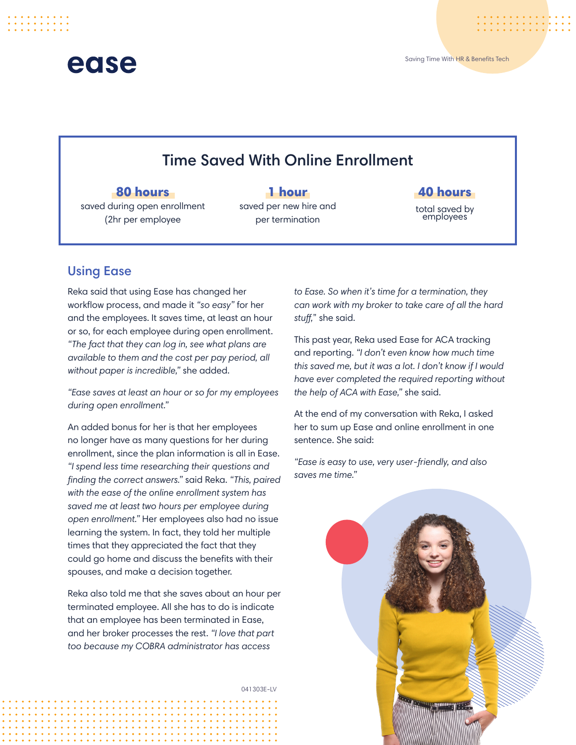ease

Saving Time With HR & Benefits Tech

## Time Saved With Online Enrollment

**80 hours**
saved during open enrollment (2hr per employee

**1 hour**
saved per new hire and per termination

**40 hours**
total saved by employees

## Using Ease

Reka said that using Ease has changed her workflow process, and made it *"so easy"* for her and the employees. It saves time, at least an hour or so, for each employee during open enrollment. *"The fact that they can log in, see what plans are available to them and the cost per pay period, all without paper is incredible,"* she added.

*"Ease saves at least an hour or so for my employees during open enrollment."*

An added bonus for her is that her employees no longer have as many questions for her during enrollment, since the plan information is all in Ease. *"I spend less time researching their questions and finding the correct answers."* said Reka. *"This, paired with the ease of the online enrollment system has saved me at least two hours per employee during open enrollment."* Her employees also had no issue learning the system. In fact, they told her multiple times that they appreciated the fact that they could go home and discuss the benefits with their spouses, and make a decision together.

Reka also told me that she saves about an hour per terminated employee. All she has to do is indicate that an employee has been terminated in Ease, and her broker processes the rest. *"I love that part too because my COBRA administrator has access to Ease. So when it's time for a termination, they can work with my broker to take care of all the hard stuff,"* she said.

This past year, Reka used Ease for ACA tracking and reporting. *"I don't even know how much time this saved me, but it was a lot. I don't know if I would have ever completed the required reporting without the help of ACA with Ease,"* she said.

At the end of my conversation with Reka, I asked her to sum up Ease and online enrollment in one sentence. She said:

*"Ease is easy to use, very user-friendly, and also saves me time."*

041303E-LV